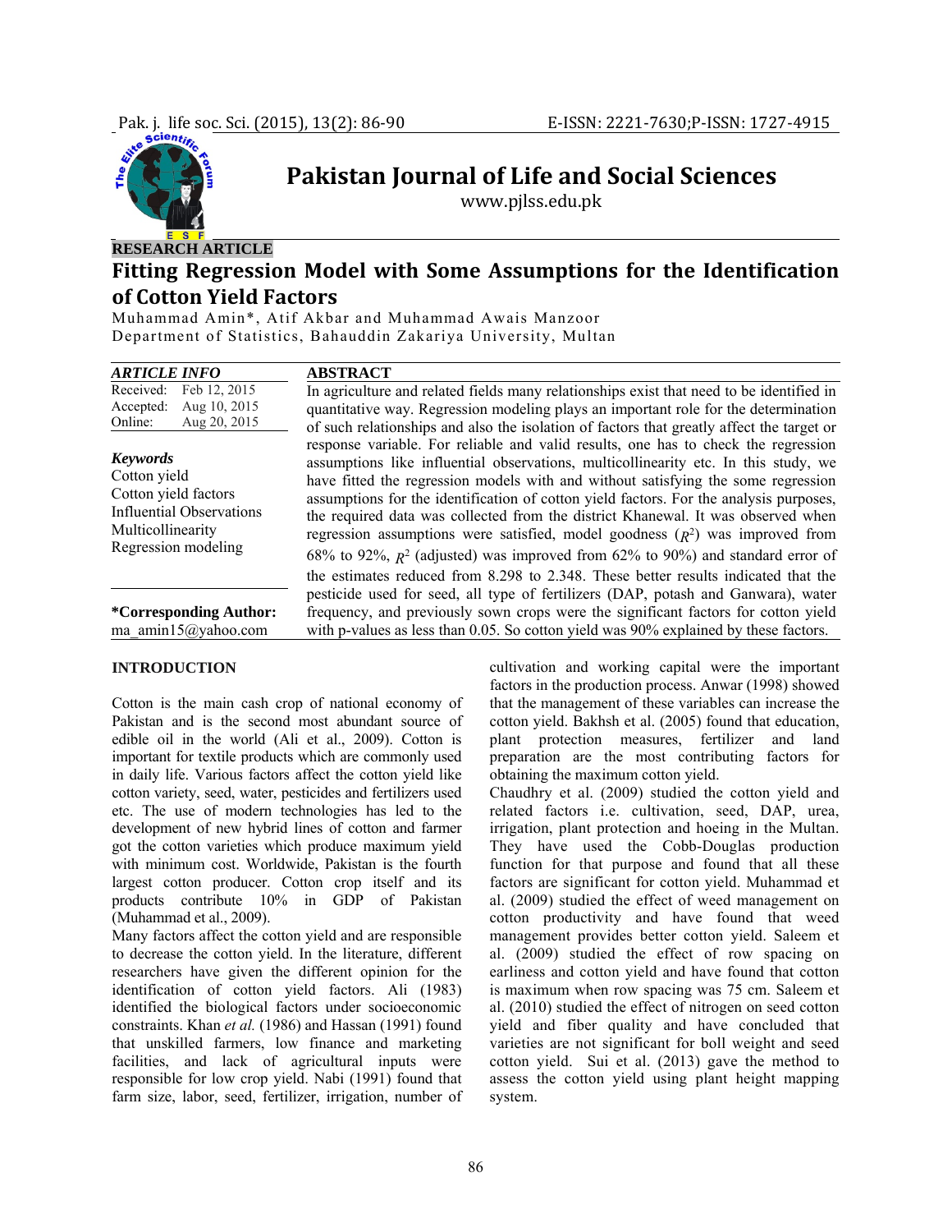RESEARCH ARTICLE

# Fitting Regression Model with Some Assumptions for the Identification of Cotton Yield Factors

Muhammad Amin*, Atif Akbar and Muhammad Awais Manzoor

Department of Statistics, Bahauddin Zakariya University, Multan

**ARTICLE INFO**

| | |
|---|---|
| Received: | Feb 12, 2015 |
| Accepted: | Aug 10, 2015 |
| Online: | Aug 20, 2015 |

***Keywords***

Cotton yield
Cotton yield factors
Influential Observations
Multicollinearity
Regression modeling

**\*Corresponding Author:**
ma_amin15@yahoo.com

## ABSTRACT

In agriculture and related fields many relationships exist that need to be identified in quantitative way. Regression modeling plays an important role for the determination of such relationships and also the isolation of factors that greatly affect the target or response variable. For reliable and valid results, one has to check the regression assumptions like influential observations, multicollinearity etc. In this study, we have fitted the regression models with and without satisfying the some regression assumptions for the identification of cotton yield factors. For the analysis purposes, the required data was collected from the district Khanewal. It was observed when regression assumptions were satisfied, model goodness ($R^2$) was improved from 68% to 92%, $R^2$ (adjusted) was improved from 62% to 90%) and standard error of the estimates reduced from 8.298 to 2.348. These better results indicated that the pesticide used for seed, all type of fertilizers (DAP, potash and Ganwara), water frequency, and previously sown crops were the significant factors for cotton yield with p-values as less than 0.05. So cotton yield was 90% explained by these factors.

## INTRODUCTION

Cotton is the main cash crop of national economy of Pakistan and is the second most abundant source of edible oil in the world (Ali et al., 2009). Cotton is important for textile products which are commonly used in daily life. Various factors affect the cotton yield like cotton variety, seed, water, pesticides and fertilizers used etc. The use of modern technologies has led to the development of new hybrid lines of cotton and farmer got the cotton varieties which produce maximum yield with minimum cost. Worldwide, Pakistan is the fourth largest cotton producer. Cotton crop itself and its products contribute 10% in GDP of Pakistan (Muhammad et al., 2009).

Many factors affect the cotton yield and are responsible to decrease the cotton yield. In the literature, different researchers have given the different opinion for the identification of cotton yield factors. Ali (1983) identified the biological factors under socioeconomic constraints. Khan *et al.* (1986) and Hassan (1991) found that unskilled farmers, low finance and marketing facilities, and lack of agricultural inputs were responsible for low crop yield. Nabi (1991) found that farm size, labor, seed, fertilizer, irrigation, number of cultivation and working capital were the important factors in the production process. Anwar (1998) showed that the management of these variables can increase the cotton yield. Bakhsh et al. (2005) found that education, plant protection measures, fertilizer and land preparation are the most contributing factors for obtaining the maximum cotton yield.

Chaudhry et al. (2009) studied the cotton yield and related factors i.e. cultivation, seed, DAP, urea, irrigation, plant protection and hoeing in the Multan. They have used the Cobb-Douglas production function for that purpose and found that all these factors are significant for cotton yield. Muhammad et al. (2009) studied the effect of weed management on cotton productivity and have found that weed management provides better cotton yield. Saleem et al. (2009) studied the effect of row spacing on earliness and cotton yield and have found that cotton is maximum when row spacing was 75 cm. Saleem et al. (2010) studied the effect of nitrogen on seed cotton yield and fiber quality and have concluded that varieties are not significant for boll weight and seed cotton yield. Sui et al. (2013) gave the method to assess the cotton yield using plant height mapping system.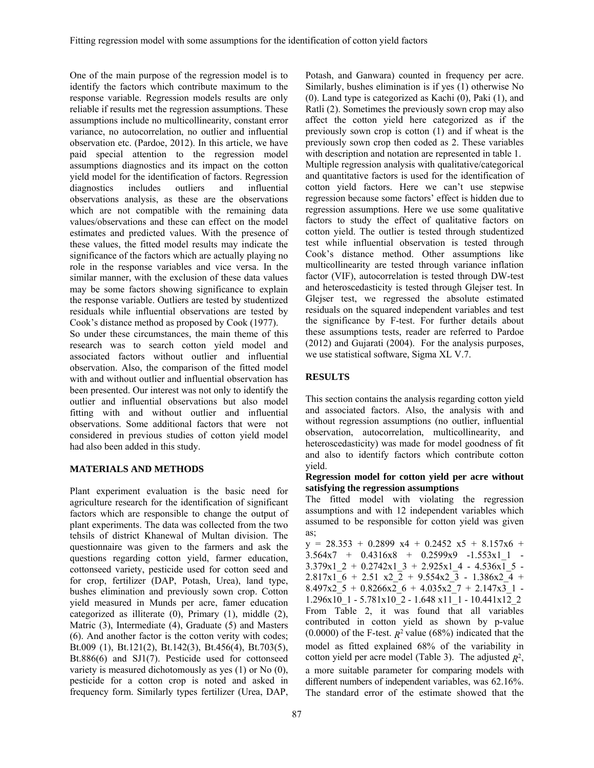One of the main purpose of the regression model is to identify the factors which contribute maximum to the response variable. Regression models results are only reliable if results met the regression assumptions. These assumptions include no multicollinearity, constant error variance, no autocorrelation, no outlier and influential observation etc. (Pardoe, 2012). In this article, we have paid special attention to the regression model assumptions diagnostics and its impact on the cotton yield model for the identification of factors. Regression diagnostics includes outliers and influential observations analysis, as these are the observations which are not compatible with the remaining data values/observations and these can effect on the model estimates and predicted values. With the presence of these values, the fitted model results may indicate the significance of the factors which are actually playing no role in the response variables and vice versa. In the similar manner, with the exclusion of these data values may be some factors showing significance to explain the response variable. Outliers are tested by studentized residuals while influential observations are tested by Cook's distance method as proposed by Cook (1977).

So under these circumstances, the main theme of this research was to search cotton yield model and associated factors without outlier and influential observation. Also, the comparison of the fitted model with and without outlier and influential observation has been presented. Our interest was not only to identify the outlier and influential observations but also model fitting with and without outlier and influential observations. Some additional factors that were not considered in previous studies of cotton yield model had also been added in this study.

## MATERIALS AND METHODS

Plant experiment evaluation is the basic need for agriculture research for the identification of significant factors which are responsible to change the output of plant experiments. The data was collected from the two tehsils of district Khanewal of Multan division. The questionnaire was given to the farmers and ask the questions regarding cotton yield, farmer education, cottonseed variety, pesticide used for cotton seed and for crop, fertilizer (DAP, Potash, Urea), land type, bushes elimination and previously sown crop. Cotton yield measured in Munds per acre, famer education categorized as illiterate (0), Primary (1), middle (2), Matric (3), Intermediate (4), Graduate (5) and Masters (6). And another factor is the cotton verity with codes; Bt.009 (1), Bt.121(2), Bt.142(3), Bt.456(4), Bt.703(5), Bt.886(6) and SJ1(7). Pesticide used for cottonseed variety is measured dichotomously as yes (1) or No (0), pesticide for a cotton crop is noted and asked in frequency form. Similarly types fertilizer (Urea, DAP, Potash, and Ganwara) counted in frequency per acre. Similarly, bushes elimination is if yes (1) otherwise No (0). Land type is categorized as Kachi (0), Paki (1), and Ratli (2). Sometimes the previously sown crop may also affect the cotton yield here categorized as if the previously sown crop is cotton (1) and if wheat is the previously sown crop then coded as 2. These variables with description and notation are represented in table 1.

Multiple regression analysis with qualitative/categorical and quantitative factors is used for the identification of cotton yield factors. Here we can't use stepwise regression because some factors' effect is hidden due to regression assumptions. Here we use some qualitative factors to study the effect of qualitative factors on cotton yield. The outlier is tested through studentized test while influential observation is tested through Cook's distance method. Other assumptions like multicollinearity are tested through variance inflation factor (VIF), autocorrelation is tested through DW-test and heteroscedasticity is tested through Glejser test. In Glejser test, we regressed the absolute estimated residuals on the squared independent variables and test the significance by F-test. For further details about these assumptions tests, reader are referred to Pardoe (2012) and Gujarati (2004). For the analysis purposes, we use statistical software, Sigma XL V.7.

## RESULTS

This section contains the analysis regarding cotton yield and associated factors. Also, the analysis with and without regression assumptions (no outlier, influential observation, autocorrelation, multicollinearity, and heteroscedasticity) was made for model goodness of fit and also to identify factors which contribute cotton yield.

**Regression model for cotton yield per acre without satisfying the regression assumptions**

The fitted model with violating the regression assumptions and with 12 independent variables which assumed to be responsible for cotton yield was given as;

$$y = 28.353 + 0.2899\, x4 + 0.2452\, x5 + 8.157x6 + 3.564x7 + 0.4316x8 + 0.2599x9 - 1.553x1\_1 - 3.379x1\_2 + 0.2742x1\_3 + 2.925x1\_4 - 4.536x1\_5 - 2.817x1\_6 + 2.51\, x2\_2 + 9.554x2\_3 - 1.386x2\_4 + 8.497x2\_5 + 0.8266x2\_6 + 4.035x2\_7 + 2.147x3\_1 - 1.296x10\_1 - 5.781x10\_2 - 1.648\, x11\_1 - 10.441x12\_2$$

From Table 2, it was found that all variables contributed in cotton yield as shown by p-value (0.0000) of the F-test. $R^2$ value (68%) indicated that the model as fitted explained 68% of the variability in cotton yield per acre model (Table 3). The adjusted $R^2$, a more suitable parameter for comparing models with different numbers of independent variables, was 62.16%. The standard error of the estimate showed that the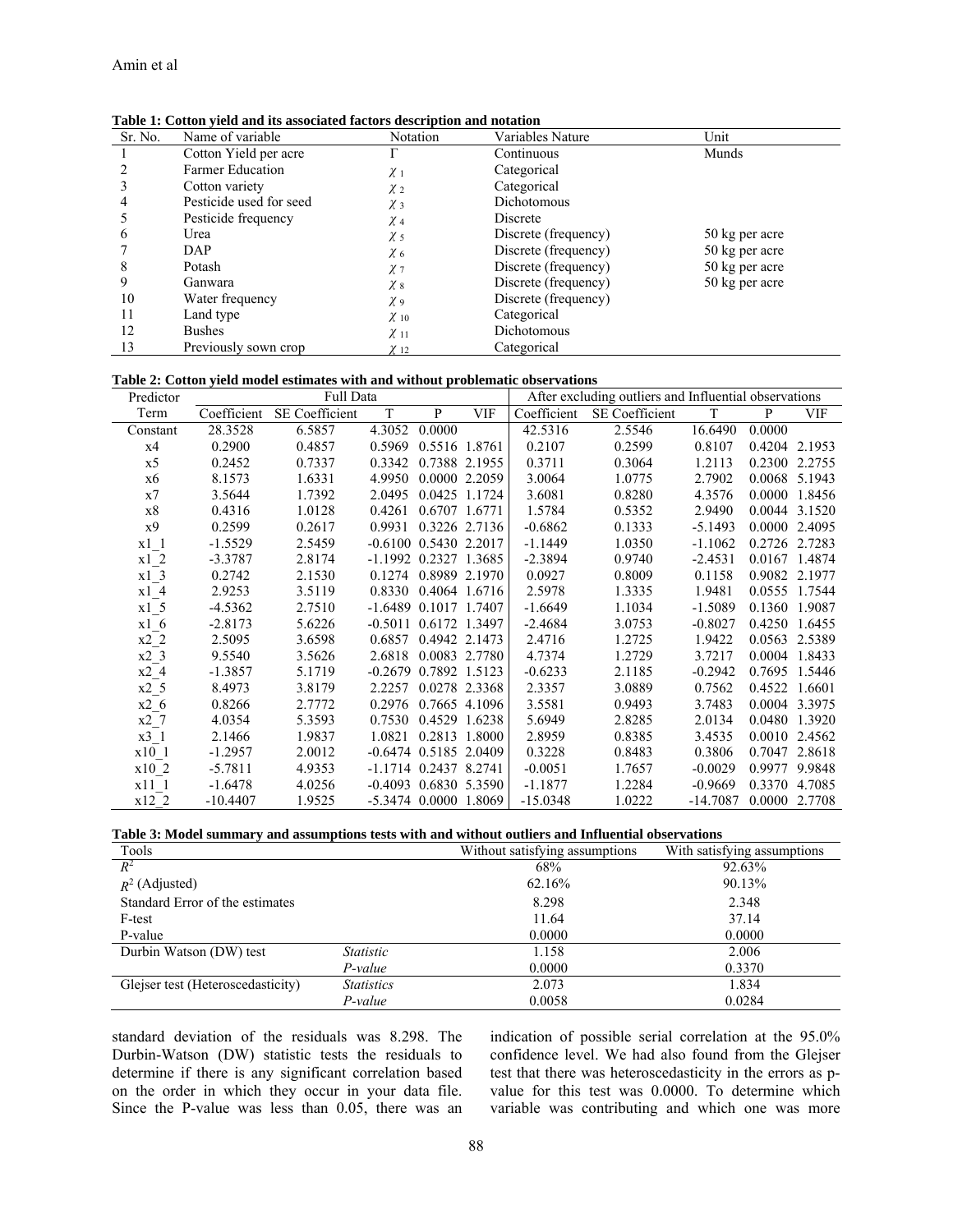**Table 1: Cotton yield and its associated factors description and notation**

| Sr. No. | Name of variable | Notation | Variables Nature | Unit |
|---|---|---|---|---|
| 1 | Cotton Yield per acre | $\Gamma$ | Continuous | Munds |
| 2 | Farmer Education | $\chi_1$ | Categorical | |
| 3 | Cotton variety | $\chi_2$ | Categorical | |
| 4 | Pesticide used for seed | $\chi_3$ | Dichotomous | |
| 5 | Pesticide frequency | $\chi_4$ | Discrete | |
| 6 | Urea | $\chi_5$ | Discrete (frequency) | 50 kg per acre |
| 7 | DAP | $\chi_6$ | Discrete (frequency) | 50 kg per acre |
| 8 | Potash | $\chi_7$ | Discrete (frequency) | 50 kg per acre |
| 9 | Ganwara | $\chi_8$ | Discrete (frequency) | 50 kg per acre |
| 10 | Water frequency | $\chi_9$ | Discrete (frequency) | |
| 11 | Land type | $\chi_{10}$ | Categorical | |
| 12 | Bushes | $\chi_{11}$ | Dichotomous | |
| 13 | Previously sown crop | $\chi_{12}$ | Categorical | |

**Table 2: Cotton yield model estimates with and without problematic observations**

| Predictor | Full Data | | | | | After excluding outliers and Influential observations | | | | |
|---|---|---|---|---|---|---|---|---|---|---|
| Term | Coefficient | SE Coefficient | T | P | VIF | Coefficient | SE Coefficient | T | P | VIF |
| Constant | 28.3528 | 6.5857 | 4.3052 | 0.0000 | | 42.5316 | 2.5546 | 16.6490 | 0.0000 | |
| x4 | 0.2900 | 0.4857 | 0.5969 | 0.5516 | 1.8761 | 0.2107 | 0.2599 | 0.8107 | 0.4204 | 2.1953 |
| x5 | 0.2452 | 0.7337 | 0.3342 | 0.7388 | 2.1955 | 0.3711 | 0.3064 | 1.2113 | 0.2300 | 2.2755 |
| x6 | 8.1573 | 1.6331 | 4.9950 | 0.0000 | 2.2059 | 3.0064 | 1.0775 | 2.7902 | 0.0068 | 5.1943 |
| x7 | 3.5644 | 1.7392 | 2.0495 | 0.0425 | 1.1724 | 3.6081 | 0.8280 | 4.3576 | 0.0000 | 1.8456 |
| x8 | 0.4316 | 1.0128 | 0.4261 | 0.6707 | 1.6771 | 1.5784 | 0.5352 | 2.9490 | 0.0044 | 3.1520 |
| x9 | 0.2599 | 0.2617 | 0.9931 | 0.3226 | 2.7136 | -0.6862 | 0.1333 | -5.1493 | 0.0000 | 2.4095 |
| x1_1 | -1.5529 | 2.5459 | -0.6100 | 0.5430 | 2.2017 | -1.1449 | 1.0350 | -1.1062 | 0.2726 | 2.7283 |
| x1_2 | -3.3787 | 2.8174 | -1.1992 | 0.2327 | 1.3685 | -2.3894 | 0.9740 | -2.4531 | 0.0167 | 1.4874 |
| x1_3 | 0.2742 | 2.1530 | 0.1274 | 0.8989 | 2.1970 | 0.0927 | 0.8009 | 0.1158 | 0.9082 | 2.1977 |
| x1_4 | 2.9253 | 3.5119 | 0.8330 | 0.4064 | 1.6716 | 2.5978 | 1.3335 | 1.9481 | 0.0555 | 1.7544 |
| x1_5 | -4.5362 | 2.7510 | -1.6489 | 0.1017 | 1.7407 | -1.6649 | 1.1034 | -1.5089 | 0.1360 | 1.9087 |
| x1_6 | -2.8173 | 5.6226 | -0.5011 | 0.6172 | 1.3497 | -2.4684 | 3.0753 | -0.8027 | 0.4250 | 1.6455 |
| x2_2 | 2.5095 | 3.6598 | 0.6857 | 0.4942 | 2.1473 | 2.4716 | 1.2725 | 1.9422 | 0.0563 | 2.5389 |
| x2_3 | 9.5540 | 3.5626 | 2.6818 | 0.0083 | 2.7780 | 4.7374 | 1.2729 | 3.7217 | 0.0004 | 1.8433 |
| x2_4 | -1.3857 | 5.1719 | -0.2679 | 0.7892 | 1.5123 | -0.6233 | 2.1185 | -0.2942 | 0.7695 | 1.5446 |
| x2_5 | 8.4973 | 3.8179 | 2.2257 | 0.0278 | 2.3368 | 2.3357 | 3.0889 | 0.7562 | 0.4522 | 1.6601 |
| x2_6 | 0.8266 | 2.7772 | 0.2976 | 0.7665 | 4.1096 | 3.5581 | 0.9493 | 3.7483 | 0.0004 | 3.3975 |
| x2_7 | 4.0354 | 5.3593 | 0.7530 | 0.4529 | 1.6238 | 5.6949 | 2.8285 | 2.0134 | 0.0480 | 1.3920 |
| x3_1 | 2.1466 | 1.9837 | 1.0821 | 0.2813 | 1.8000 | 2.8959 | 0.8385 | 3.4535 | 0.0010 | 2.4562 |
| x10_1 | -1.2957 | 2.0012 | -0.6474 | 0.5185 | 2.0409 | 0.3228 | 0.8483 | 0.3806 | 0.7047 | 2.8618 |
| x10_2 | -5.7811 | 4.9353 | -1.1714 | 0.2437 | 8.2741 | -0.0051 | 1.7657 | -0.0029 | 0.9977 | 9.9848 |
| x11_1 | -1.6478 | 4.0256 | -0.4093 | 0.6830 | 5.3590 | -1.1877 | 1.2284 | -0.9669 | 0.3370 | 4.7085 |
| x12_2 | -10.4407 | 1.9525 | -5.3474 | 0.0000 | 1.8069 | -15.0348 | 1.0222 | -14.7087 | 0.0000 | 2.7708 |

**Table 3: Model summary and assumptions tests with and without outliers and Influential observations**

| Tools | | Without satisfying assumptions | With satisfying assumptions |
|---|---|---|---|
| $R^2$ | | 68% | 92.63% |
| $R^2$ (Adjusted) | | 62.16% | 90.13% |
| Standard Error of the estimates | | 8.298 | 2.348 |
| F-test | | 11.64 | 37.14 |
| P-value | | 0.0000 | 0.0000 |
| Durbin Watson (DW) test | *Statistic* | 1.158 | 2.006 |
| | *P-value* | 0.0000 | 0.3370 |
| Glejser test (Heteroscedasticity) | *Statistics* | 2.073 | 1.834 |
| | *P-value* | 0.0058 | 0.0284 |

standard deviation of the residuals was 8.298. The Durbin-Watson (DW) statistic tests the residuals to determine if there is any significant correlation based on the order in which they occur in your data file. Since the P-value was less than 0.05, there was an indication of possible serial correlation at the 95.0% confidence level. We had also found from the Glejser test that there was heteroscedasticity in the errors as p-value for this test was 0.0000. To determine which variable was contributing and which one was more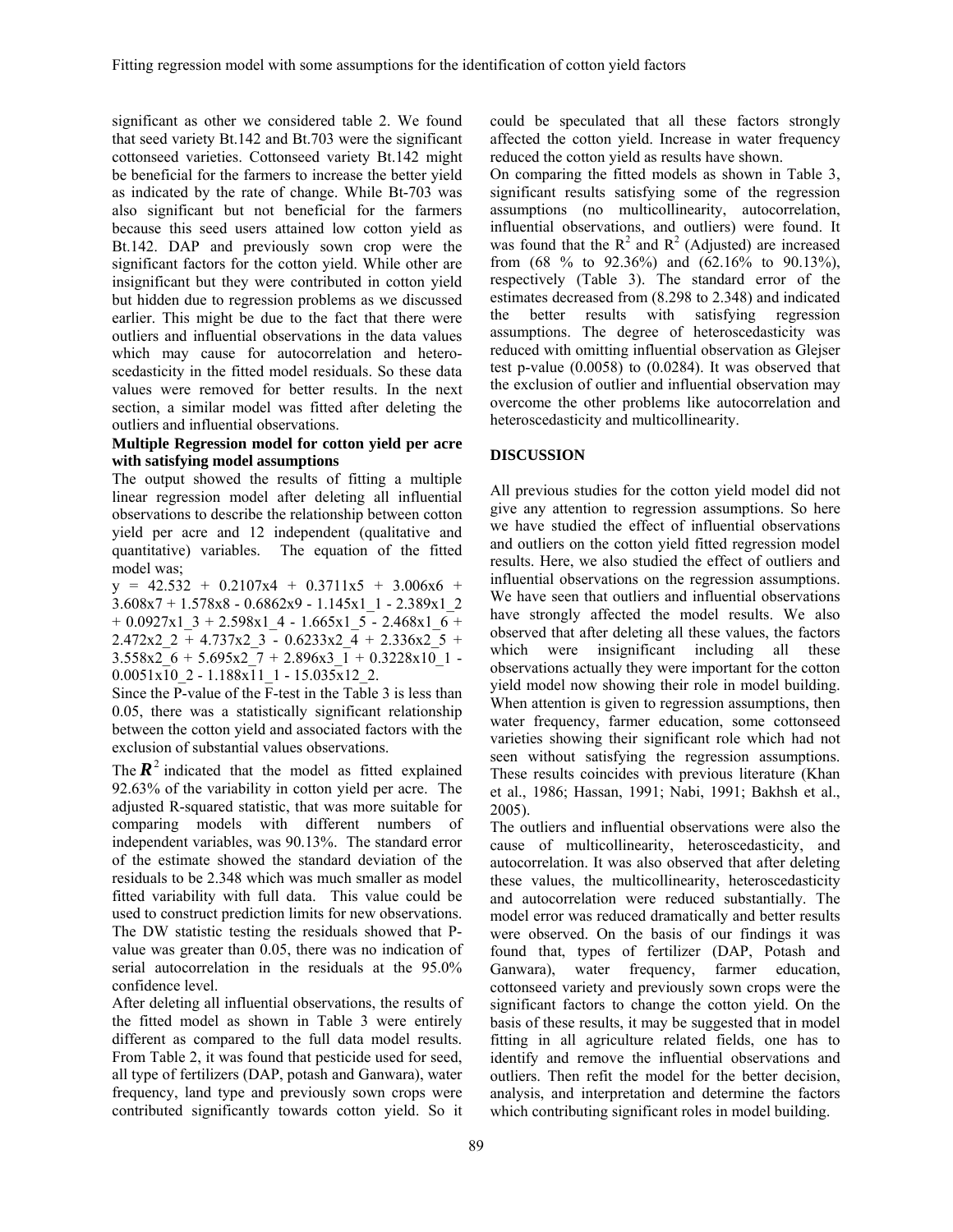significant as other we considered table 2. We found that seed variety Bt.142 and Bt.703 were the significant cottonseed varieties. Cottonseed variety Bt.142 might be beneficial for the farmers to increase the better yield as indicated by the rate of change. While Bt-703 was also significant but not beneficial for the farmers because this seed users attained low cotton yield as Bt.142. DAP and previously sown crop were the significant factors for the cotton yield. While other are insignificant but they were contributed in cotton yield but hidden due to regression problems as we discussed earlier. This might be due to the fact that there were outliers and influential observations in the data values which may cause for autocorrelation and heteroscedasticity in the fitted model residuals. So these data values were removed for better results. In the next section, a similar model was fitted after deleting the outliers and influential observations.

**Multiple Regression model for cotton yield per acre with satisfying model assumptions**

The output showed the results of fitting a multiple linear regression model after deleting all influential observations to describe the relationship between cotton yield per acre and 12 independent (qualitative and quantitative) variables. The equation of the fitted model was;

$$y = 42.532 + 0.2107x4 + 0.3711x5 + 3.006x6 + 3.608x7 + 1.578x8 - 0.6862x9 - 1.145x1\_1 - 2.389x1\_2 + 0.0927x1\_3 + 2.598x1\_4 - 1.665x1\_5 - 2.468x1\_6 + 2.472x2\_2 + 4.737x2\_3 - 0.6233x2\_4 + 2.336x2\_5 + 3.558x2\_6 + 5.695x2\_7 + 2.896x3\_1 + 0.3228x10\_1 - 0.0051x10\_2 - 1.188x11\_1 - 15.035x12\_2.$$

Since the P-value of the F-test in the Table 3 is less than 0.05, there was a statistically significant relationship between the cotton yield and associated factors with the exclusion of substantial values observations.

The $\boldsymbol{R}^2$ indicated that the model as fitted explained 92.63% of the variability in cotton yield per acre. The adjusted R-squared statistic, that was more suitable for comparing models with different numbers of independent variables, was 90.13%. The standard error of the estimate showed the standard deviation of the residuals to be 2.348 which was much smaller as model fitted variability with full data. This value could be used to construct prediction limits for new observations. The DW statistic testing the residuals showed that P-value was greater than 0.05, there was no indication of serial autocorrelation in the residuals at the 95.0% confidence level.

After deleting all influential observations, the results of the fitted model as shown in Table 3 were entirely different as compared to the full data model results. From Table 2, it was found that pesticide used for seed, all type of fertilizers (DAP, potash and Ganwara), water frequency, land type and previously sown crops were contributed significantly towards cotton yield. So it could be speculated that all these factors strongly affected the cotton yield. Increase in water frequency reduced the cotton yield as results have shown.

On comparing the fitted models as shown in Table 3, significant results satisfying some of the regression assumptions (no multicollinearity, autocorrelation, influential observations, and outliers) were found. It was found that the $R^2$ and $R^2$ (Adjusted) are increased from (68 % to 92.36%) and (62.16% to 90.13%), respectively (Table 3). The standard error of the estimates decreased from (8.298 to 2.348) and indicated the better results with satisfying regression assumptions. The degree of heteroscedasticity was reduced with omitting influential observation as Glejser test p-value (0.0058) to (0.0284). It was observed that the exclusion of outlier and influential observation may overcome the other problems like autocorrelation and heteroscedasticity and multicollinearity.

## DISCUSSION

All previous studies for the cotton yield model did not give any attention to regression assumptions. So here we have studied the effect of influential observations and outliers on the cotton yield fitted regression model results. Here, we also studied the effect of outliers and influential observations on the regression assumptions. We have seen that outliers and influential observations have strongly affected the model results. We also observed that after deleting all these values, the factors which were insignificant including all these observations actually they were important for the cotton yield model now showing their role in model building. When attention is given to regression assumptions, then water frequency, farmer education, some cottonseed varieties showing their significant role which had not seen without satisfying the regression assumptions. These results coincides with previous literature (Khan et al., 1986; Hassan, 1991; Nabi, 1991; Bakhsh et al., 2005).

The outliers and influential observations were also the cause of multicollinearity, heteroscedasticity, and autocorrelation. It was also observed that after deleting these values, the multicollinearity, heteroscedasticity and autocorrelation were reduced substantially. The model error was reduced dramatically and better results were observed. On the basis of our findings it was found that, types of fertilizer (DAP, Potash and Ganwara), water frequency, farmer education, cottonseed variety and previously sown crops were the significant factors to change the cotton yield. On the basis of these results, it may be suggested that in model fitting in all agriculture related fields, one has to identify and remove the influential observations and outliers. Then refit the model for the better decision, analysis, and interpretation and determine the factors which contributing significant roles in model building.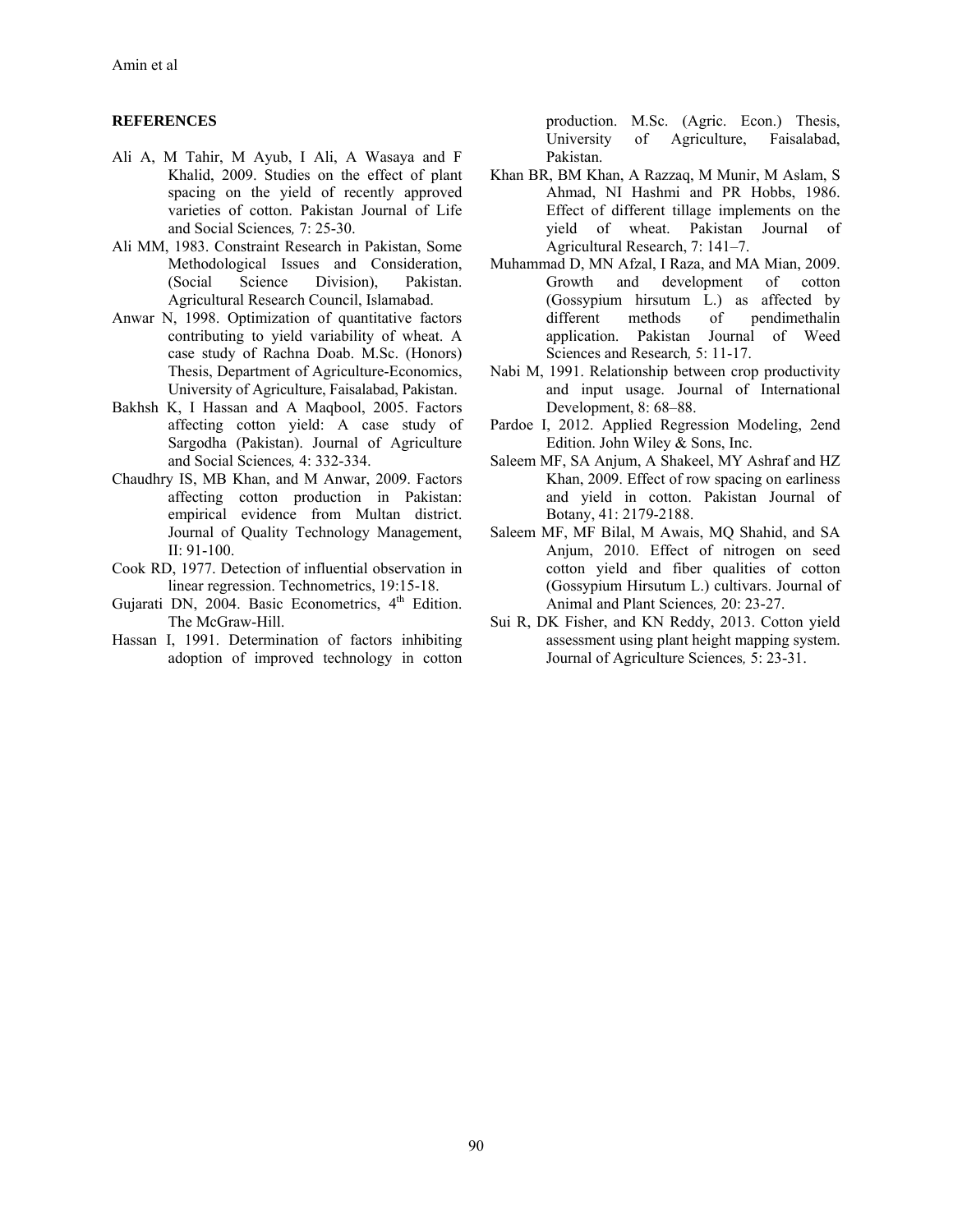## REFERENCES

Ali A, M Tahir, M Ayub, I Ali, A Wasaya and F Khalid, 2009. Studies on the effect of plant spacing on the yield of recently approved varieties of cotton. Pakistan Journal of Life and Social Sciences*,* 7: 25-30.

Ali MM, 1983. Constraint Research in Pakistan, Some Methodological Issues and Consideration, (Social Science Division), Pakistan. Agricultural Research Council, Islamabad.

Anwar N, 1998. Optimization of quantitative factors contributing to yield variability of wheat. A case study of Rachna Doab. M.Sc. (Honors) Thesis, Department of Agriculture-Economics, University of Agriculture, Faisalabad, Pakistan.

Bakhsh K, I Hassan and A Maqbool, 2005. Factors affecting cotton yield: A case study of Sargodha (Pakistan). Journal of Agriculture and Social Sciences*,* 4: 332-334.

Chaudhry IS, MB Khan, and M Anwar, 2009. Factors affecting cotton production in Pakistan: empirical evidence from Multan district. Journal of Quality Technology Management, II: 91-100.

Cook RD, 1977. Detection of influential observation in linear regression. Technometrics, 19:15-18.

Gujarati DN, 2004. Basic Econometrics, 4th Edition. The McGraw-Hill.

Hassan I, 1991. Determination of factors inhibiting adoption of improved technology in cotton production. M.Sc. (Agric. Econ.) Thesis, University of Agriculture, Faisalabad, Pakistan.

Khan BR, BM Khan, A Razzaq, M Munir, M Aslam, S Ahmad, NI Hashmi and PR Hobbs, 1986. Effect of different tillage implements on the yield of wheat. Pakistan Journal of Agricultural Research, 7: 141–7.

Muhammad D, MN Afzal, I Raza, and MA Mian, 2009. Growth and development of cotton (Gossypium hirsutum L.) as affected by different methods of pendimethalin application. Pakistan Journal of Weed Sciences and Research*,* 5: 11-17.

Nabi M, 1991. Relationship between crop productivity and input usage. Journal of International Development, 8: 68–88.

Pardoe I, 2012. Applied Regression Modeling, 2end Edition. John Wiley & Sons, Inc.

Saleem MF, SA Anjum, A Shakeel, MY Ashraf and HZ Khan, 2009. Effect of row spacing on earliness and yield in cotton. Pakistan Journal of Botany, 41: 2179-2188.

Saleem MF, MF Bilal, M Awais, MQ Shahid, and SA Anjum, 2010. Effect of nitrogen on seed cotton yield and fiber qualities of cotton (Gossypium Hirsutum L.) cultivars. Journal of Animal and Plant Sciences*,* 20: 23-27.

Sui R, DK Fisher, and KN Reddy, 2013. Cotton yield assessment using plant height mapping system. Journal of Agriculture Sciences*,* 5: 23-31.